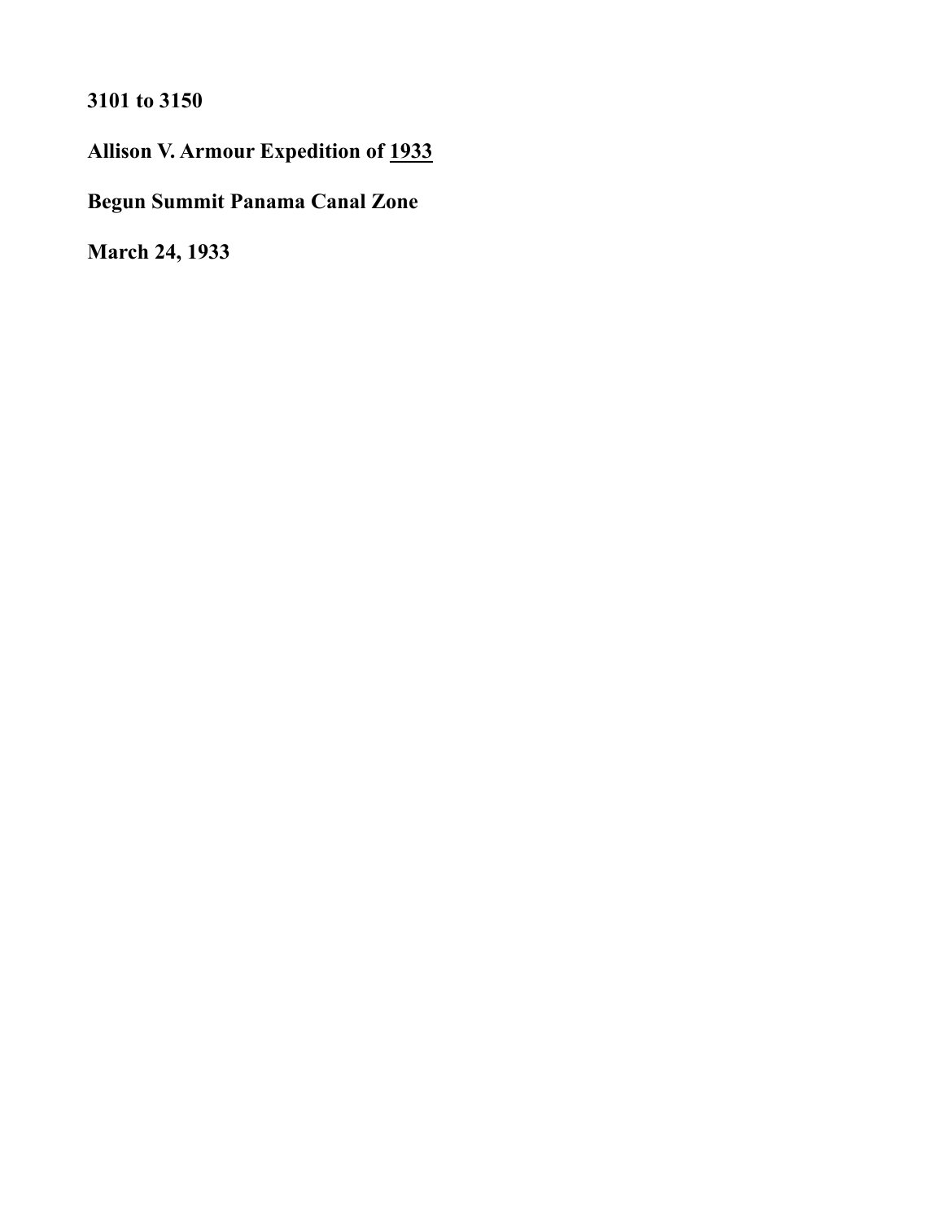**3101 to 3150**

**Allison V. Armour Expedition of 1933**

**Begun Summit Panama Canal Zone**

**March 24, 1933**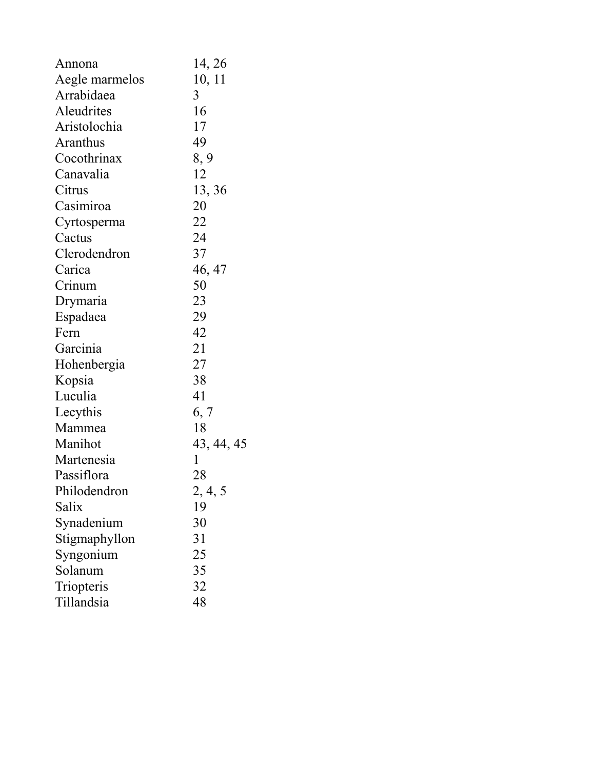| | |
|---|---|
| Annona | 14, 26 |
| Aegle marmelos | 10, 11 |
| Arrabidaea | 3 |
| Aleudrites | 16 |
| Aristolochia | 17 |
| Aranthus | 49 |
| Cocothrinax | 8, 9 |
| Canavalia | 12 |
| Citrus | 13, 36 |
| Casimiroa | 20 |
| Cyrtosperma | 22 |
| Cactus | 24 |
| Clerodendron | 37 |
| Carica | 46, 47 |
| Crinum | 50 |
| Drymaria | 23 |
| Espadaea | 29 |
| Fern | 42 |
| Garcinia | 21 |
| Hohenbergia | 27 |
| Kopsia | 38 |
| Luculia | 41 |
| Lecythis | 6, 7 |
| Mammea | 18 |
| Manihot | 43, 44, 45 |
| Martenesia | 1 |
| Passiflora | 28 |
| Philodendron | 2, 4, 5 |
| Salix | 19 |
| Synadenium | 30 |
| Stigmaphyllon | 31 |
| Syngonium | 25 |
| Solanum | 35 |
| Triopteris | 32 |
| Tillandsia | 48 |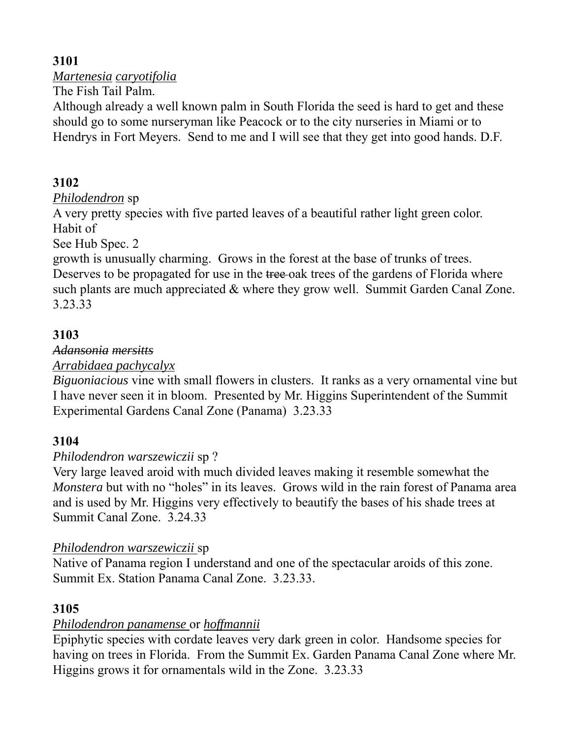**3101**

*Martenesia caryotifolia*

The Fish Tail Palm.

Although already a well known palm in South Florida the seed is hard to get and these should go to some nurseryman like Peacock or to the city nurseries in Miami or to Hendrys in Fort Meyers. Send to me and I will see that they get into good hands. D.F.

**3102**

*Philodendron* sp

A very pretty species with five parted leaves of a beautiful rather light green color. Habit of

See Hub Spec. 2

growth is unusually charming. Grows in the forest at the base of trunks of trees. Deserves to be propagated for use in the ~~tree~~ oak trees of the gardens of Florida where such plants are much appreciated & where they grow well. Summit Garden Canal Zone. 3.23.33

**3103**

~~*Adansonia mersitts*~~

*Arrabidaea pachycalyx*

*Biguoniacious* vine with small flowers in clusters. It ranks as a very ornamental vine but I have never seen it in bloom. Presented by Mr. Higgins Superintendent of the Summit Experimental Gardens Canal Zone (Panama) 3.23.33

**3104**

*Philodendron warszewiczii* sp ?

Very large leaved aroid with much divided leaves making it resemble somewhat the *Monstera* but with no "holes" in its leaves. Grows wild in the rain forest of Panama area and is used by Mr. Higgins very effectively to beautify the bases of his shade trees at Summit Canal Zone. 3.24.33

*Philodendron warszewiczii* sp

Native of Panama region I understand and one of the spectacular aroids of this zone. Summit Ex. Station Panama Canal Zone. 3.23.33.

**3105**

*Philodendron panamense* or *hoffmannii*

Epiphytic species with cordate leaves very dark green in color. Handsome species for having on trees in Florida. From the Summit Ex. Garden Panama Canal Zone where Mr. Higgins grows it for ornamentals wild in the Zone. 3.23.33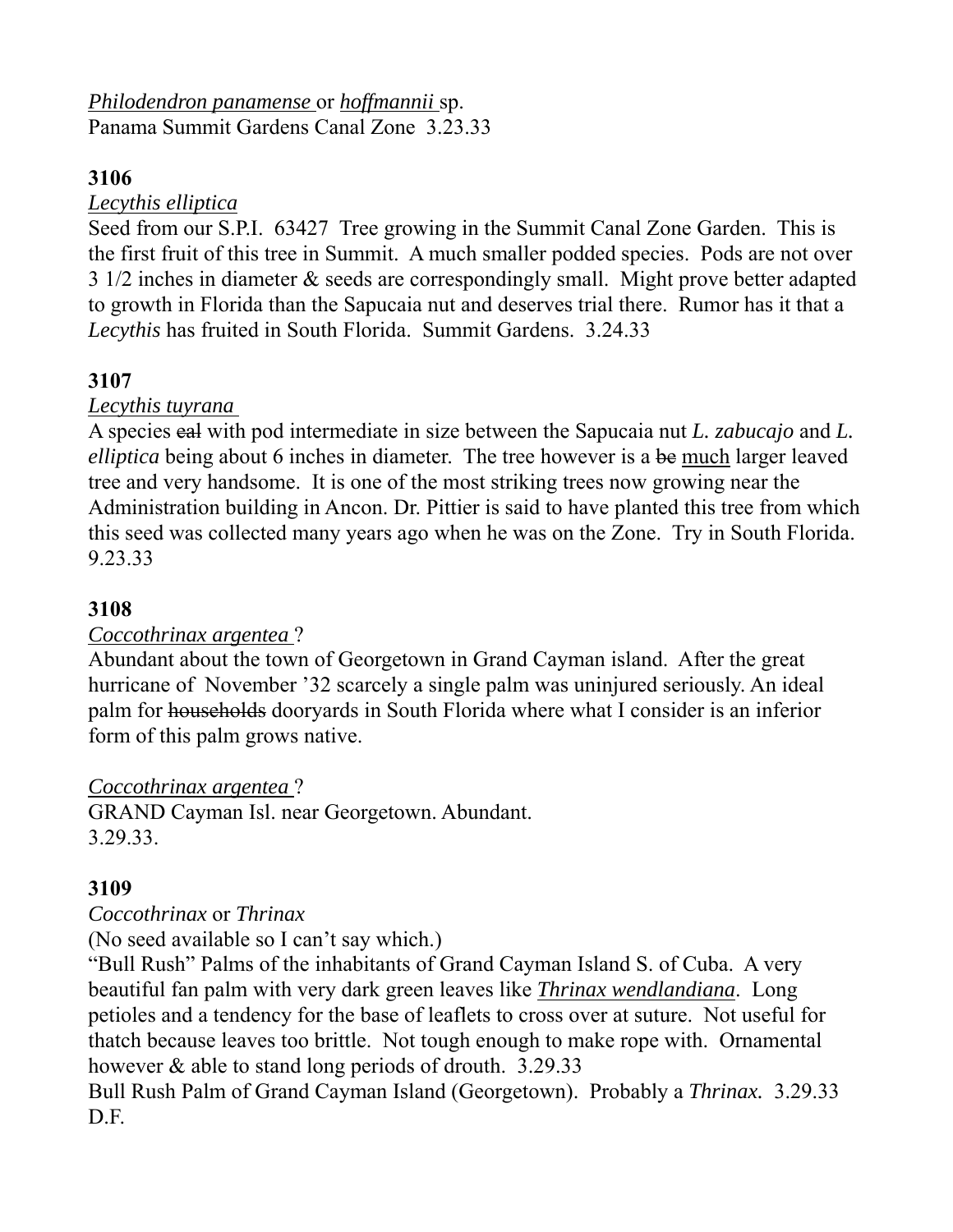*Philodendron panamense* or *hoffmannii* sp.
Panama Summit Gardens Canal Zone 3.23.33

**3106**

*Lecythis elliptica*

Seed from our S.P.I. 63427 Tree growing in the Summit Canal Zone Garden. This is the first fruit of this tree in Summit. A much smaller podded species. Pods are not over 3 1/2 inches in diameter & seeds are correspondingly small. Might prove better adapted to growth in Florida than the Sapucaia nut and deserves trial there. Rumor has it that a *Lecythis* has fruited in South Florida. Summit Gardens. 3.24.33

**3107**

*Lecythis tuyrana*

A species ~~cal~~ with pod intermediate in size between the Sapucaia nut *L. zabucajo* and *L. elliptica* being about 6 inches in diameter. The tree however is a ~~be~~ much larger leaved tree and very handsome. It is one of the most striking trees now growing near the Administration building in Ancon. Dr. Pittier is said to have planted this tree from which this seed was collected many years ago when he was on the Zone. Try in South Florida. 9.23.33

**3108**

*Coccothrinax argentea* ?

Abundant about the town of Georgetown in Grand Cayman island. After the great hurricane of November '32 scarcely a single palm was uninjured seriously. An ideal palm for ~~households~~ dooryards in South Florida where what I consider is an inferior form of this palm grows native.

*Coccothrinax argentea* ?
GRAND Cayman Isl. near Georgetown. Abundant.
3.29.33.

**3109**

*Coccothrinax* or *Thrinax*
(No seed available so I can't say which.)
"Bull Rush" Palms of the inhabitants of Grand Cayman Island S. of Cuba. A very beautiful fan palm with very dark green leaves like *Thrinax wendlandiana*. Long petioles and a tendency for the base of leaflets to cross over at suture. Not useful for thatch because leaves too brittle. Not tough enough to make rope with. Ornamental however & able to stand long periods of drouth. 3.29.33
Bull Rush Palm of Grand Cayman Island (Georgetown). Probably a *Thrinax.* 3.29.33
D.F.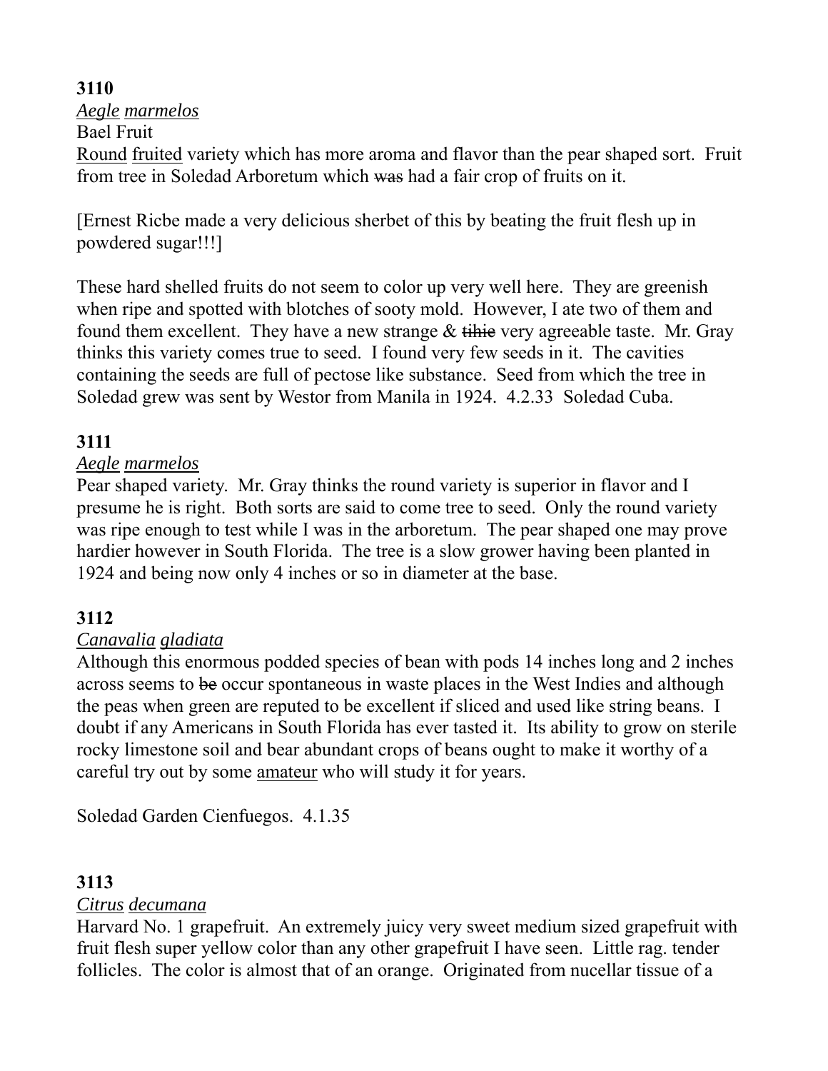**3110**

*Aegle marmelos*

Bael Fruit

Round fruited variety which has more aroma and flavor than the pear shaped sort. Fruit from tree in Soledad Arboretum which ~~was~~ had a fair crop of fruits on it.

[Ernest Ricbe made a very delicious sherbet of this by beating the fruit flesh up in powdered sugar!!!]

These hard shelled fruits do not seem to color up very well here. They are greenish when ripe and spotted with blotches of sooty mold. However, I ate two of them and found them excellent. They have a new strange & ~~tihie~~ very agreeable taste. Mr. Gray thinks this variety comes true to seed. I found very few seeds in it. The cavities containing the seeds are full of pectose like substance. Seed from which the tree in Soledad grew was sent by Westor from Manila in 1924. 4.2.33 Soledad Cuba.

**3111**

*Aegle marmelos*

Pear shaped variety. Mr. Gray thinks the round variety is superior in flavor and I presume he is right. Both sorts are said to come tree to seed. Only the round variety was ripe enough to test while I was in the arboretum. The pear shaped one may prove hardier however in South Florida. The tree is a slow grower having been planted in 1924 and being now only 4 inches or so in diameter at the base.

**3112**

*Canavalia gladiata*

Although this enormous podded species of bean with pods 14 inches long and 2 inches across seems to ~~be~~ occur spontaneous in waste places in the West Indies and although the peas when green are reputed to be excellent if sliced and used like string beans. I doubt if any Americans in South Florida has ever tasted it. Its ability to grow on sterile rocky limestone soil and bear abundant crops of beans ought to make it worthy of a careful try out by some amateur who will study it for years.

Soledad Garden Cienfuegos. 4.1.35

**3113**

*Citrus decumana*

Harvard No. 1 grapefruit. An extremely juicy very sweet medium sized grapefruit with fruit flesh super yellow color than any other grapefruit I have seen. Little rag. tender follicles. The color is almost that of an orange. Originated from nucellar tissue of a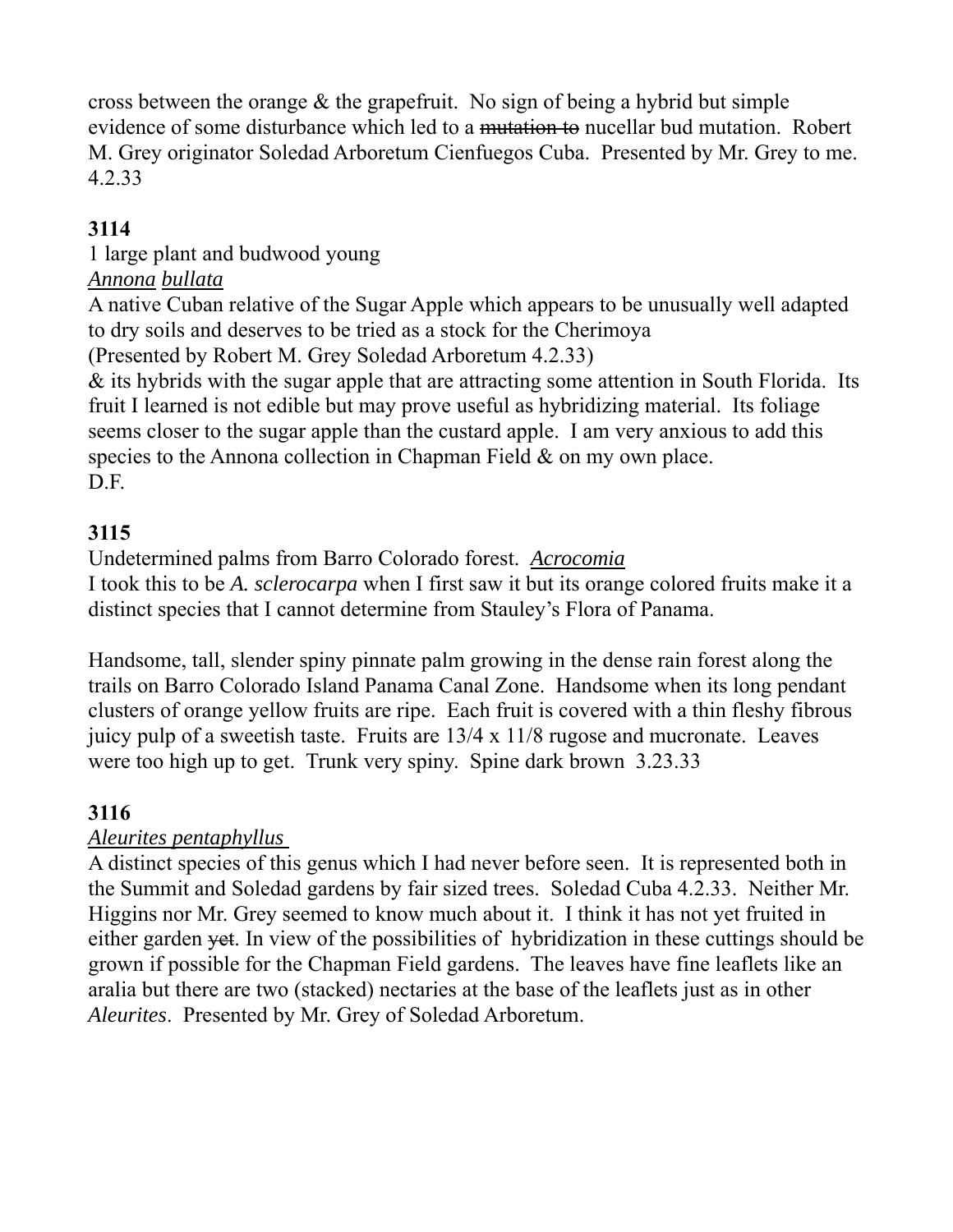cross between the orange & the grapefruit. No sign of being a hybrid but simple evidence of some disturbance which led to a ~~mutation to~~ nucellar bud mutation. Robert M. Grey originator Soledad Arboretum Cienfuegos Cuba. Presented by Mr. Grey to me. 4.2.33

**3114**

1 large plant and budwood young

*Annona bullata*

A native Cuban relative of the Sugar Apple which appears to be unusually well adapted to dry soils and deserves to be tried as a stock for the Cherimoya

(Presented by Robert M. Grey Soledad Arboretum 4.2.33)

& its hybrids with the sugar apple that are attracting some attention in South Florida. Its fruit I learned is not edible but may prove useful as hybridizing material. Its foliage seems closer to the sugar apple than the custard apple. I am very anxious to add this species to the Annona collection in Chapman Field & on my own place.

D.F.

**3115**

Undetermined palms from Barro Colorado forest. *Acrocomia*

I took this to be *A. sclerocarpa* when I first saw it but its orange colored fruits make it a distinct species that I cannot determine from Stauley's Flora of Panama.

Handsome, tall, slender spiny pinnate palm growing in the dense rain forest along the trails on Barro Colorado Island Panama Canal Zone. Handsome when its long pendant clusters of orange yellow fruits are ripe. Each fruit is covered with a thin fleshy fibrous juicy pulp of a sweetish taste. Fruits are 13/4 x 11/8 rugose and mucronate. Leaves were too high up to get. Trunk very spiny. Spine dark brown 3.23.33

**3116**

*Aleurites pentaphyllus*

A distinct species of this genus which I had never before seen. It is represented both in the Summit and Soledad gardens by fair sized trees. Soledad Cuba 4.2.33. Neither Mr. Higgins nor Mr. Grey seemed to know much about it. I think it has not yet fruited in either garden ~~yet~~. In view of the possibilities of hybridization in these cuttings should be grown if possible for the Chapman Field gardens. The leaves have fine leaflets like an aralia but there are two (stacked) nectaries at the base of the leaflets just as in other *Aleurites*. Presented by Mr. Grey of Soledad Arboretum.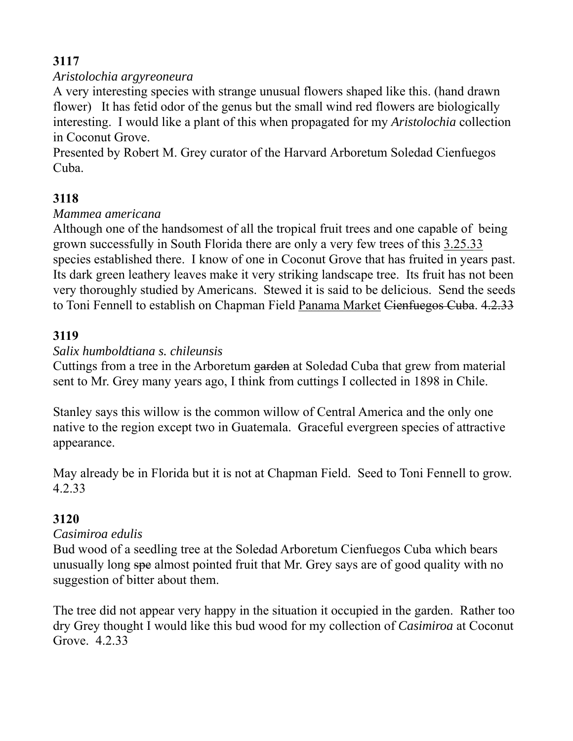**3117**

*Aristolochia argyreoneura*

A very interesting species with strange unusual flowers shaped like this. (hand drawn flower) It has fetid odor of the genus but the small wind red flowers are biologically interesting. I would like a plant of this when propagated for my *Aristolochia* collection in Coconut Grove.

Presented by Robert M. Grey curator of the Harvard Arboretum Soledad Cienfuegos Cuba.

**3118**

*Mammea americana*

Although one of the handsomest of all the tropical fruit trees and one capable of being grown successfully in South Florida there are only a very few trees of this 3.25.33 species established there. I know of one in Coconut Grove that has fruited in years past. Its dark green leathery leaves make it very striking landscape tree. Its fruit has not been very thoroughly studied by Americans. Stewed it is said to be delicious. Send the seeds to Toni Fennell to establish on Chapman Field Panama Market ~~Cienfuegos Cuba~~. ~~4.2.33~~

**3119**

*Salix humboldtiana s. chileunsis*

Cuttings from a tree in the Arboretum ~~garden~~ at Soledad Cuba that grew from material sent to Mr. Grey many years ago, I think from cuttings I collected in 1898 in Chile.

Stanley says this willow is the common willow of Central America and the only one native to the region except two in Guatemala. Graceful evergreen species of attractive appearance.

May already be in Florida but it is not at Chapman Field. Seed to Toni Fennell to grow. 4.2.33

**3120**

*Casimiroa edulis*

Bud wood of a seedling tree at the Soledad Arboretum Cienfuegos Cuba which bears unusually long ~~spe~~ almost pointed fruit that Mr. Grey says are of good quality with no suggestion of bitter about them.

The tree did not appear very happy in the situation it occupied in the garden. Rather too dry Grey thought I would like this bud wood for my collection of *Casimiroa* at Coconut Grove. 4.2.33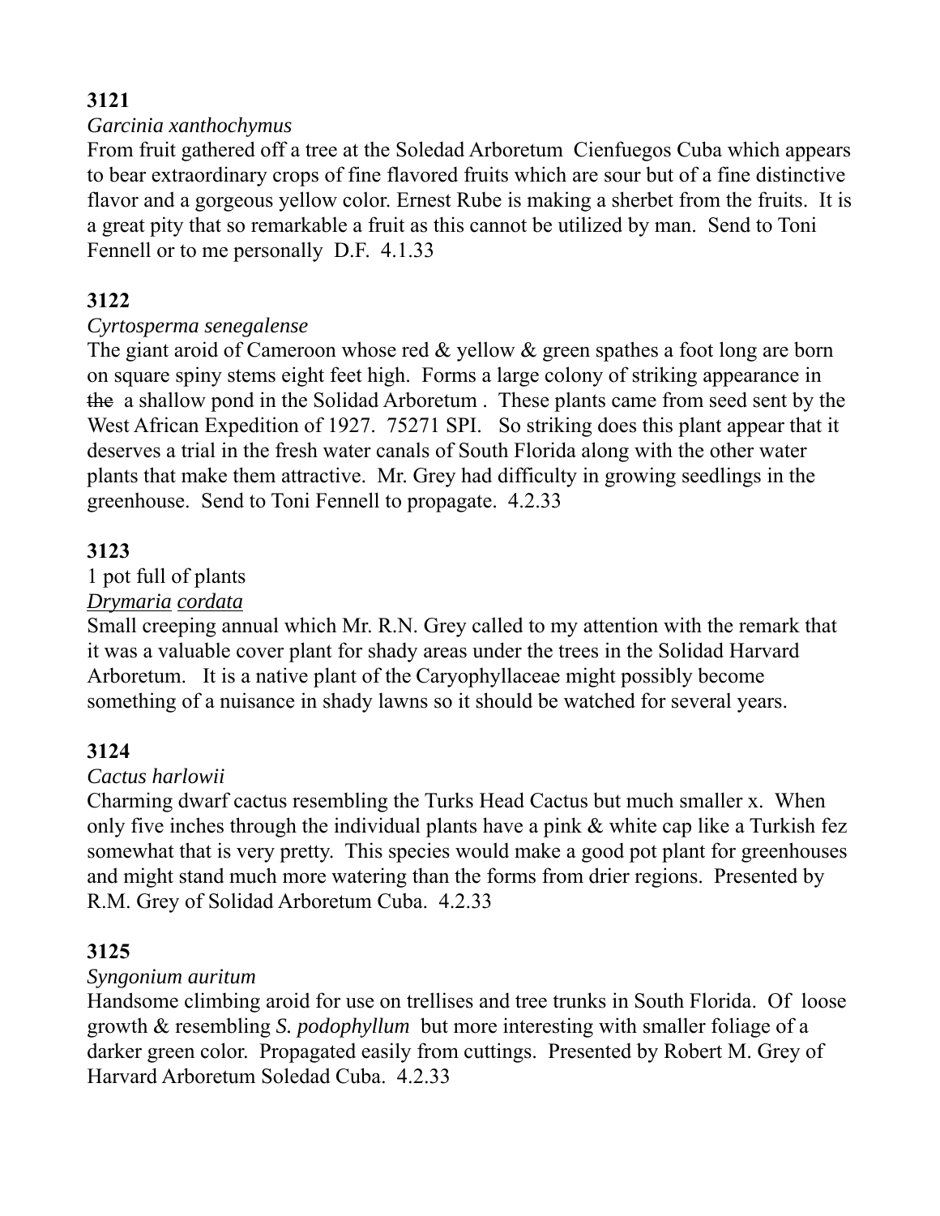**3121**

*Garcinia xanthochymus*

From fruit gathered off a tree at the Soledad Arboretum  Cienfuegos Cuba which appears to bear extraordinary crops of fine flavored fruits which are sour but of a fine distinctive flavor and a gorgeous yellow color. Ernest Rube is making a sherbet from the fruits.  It is a great pity that so remarkable a fruit as this cannot be utilized by man.  Send to Toni Fennell or to me personally  D.F.  4.1.33

**3122**

*Cyrtosperma senegalense*

The giant aroid of Cameroon whose red & yellow & green spathes a foot long are born on square spiny stems eight feet high.  Forms a large colony of striking appearance in ~~the~~ a shallow pond in the Solidad Arboretum .  These plants came from seed sent by the West African Expedition of 1927.  75271 SPI.   So striking does this plant appear that it deserves a trial in the fresh water canals of South Florida along with the other water plants that make them attractive.  Mr. Grey had difficulty in growing seedlings in the greenhouse.  Send to Toni Fennell to propagate.  4.2.33

**3123**

1 pot full of plants

*Drymaria cordata*

Small creeping annual which Mr. R.N. Grey called to my attention with the remark that it was a valuable cover plant for shady areas under the trees in the Solidad Harvard Arboretum.   It is a native plant of the Caryophyllaceae might possibly become something of a nuisance in shady lawns so it should be watched for several years.

**3124**

*Cactus harlowii*

Charming dwarf cactus resembling the Turks Head Cactus but much smaller x.  When only five inches through the individual plants have a pink & white cap like a Turkish fez somewhat that is very pretty.  This species would make a good pot plant for greenhouses and might stand much more watering than the forms from drier regions.  Presented by R.M. Grey of Solidad Arboretum Cuba.  4.2.33

**3125**

*Syngonium auritum*

Handsome climbing aroid for use on trellises and tree trunks in South Florida.  Of  loose growth & resembling *S. podophyllum*  but more interesting with smaller foliage of a darker green color.  Propagated easily from cuttings.  Presented by Robert M. Grey of Harvard Arboretum Soledad Cuba.  4.2.33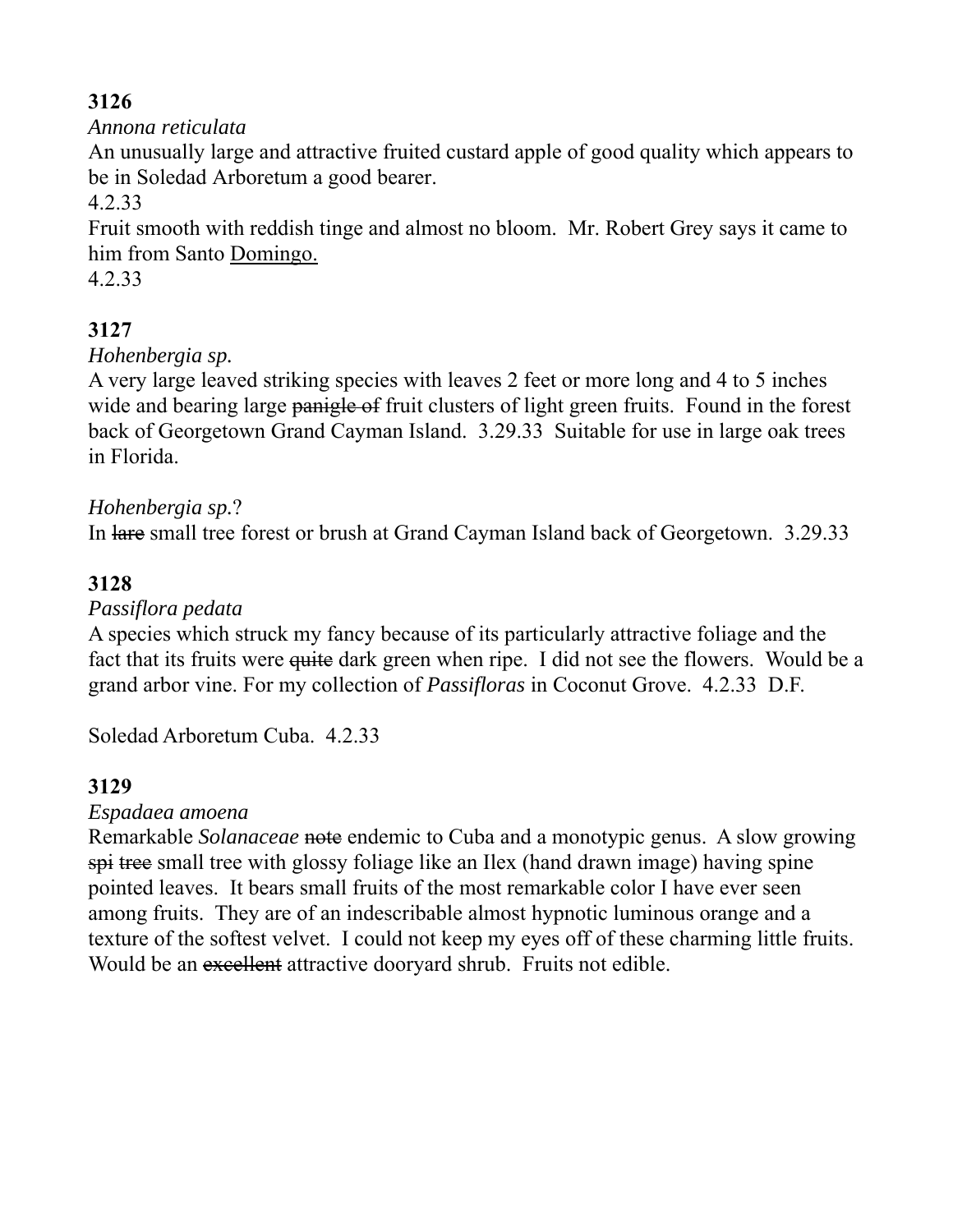**3126**

*Annona reticulata*

An unusually large and attractive fruited custard apple of good quality which appears to be in Soledad Arboretum a good bearer.

4.2.33

Fruit smooth with reddish tinge and almost no bloom. Mr. Robert Grey says it came to him from Santo Domingo.

4.2.33

**3127**

*Hohenbergia sp.*

A very large leaved striking species with leaves 2 feet or more long and 4 to 5 inches wide and bearing large ~~panigle of~~ fruit clusters of light green fruits. Found in the forest back of Georgetown Grand Cayman Island. 3.29.33 Suitable for use in large oak trees in Florida.

*Hohenbergia sp.*?

In ~~lare~~ small tree forest or brush at Grand Cayman Island back of Georgetown. 3.29.33

**3128**

*Passiflora pedata*

A species which struck my fancy because of its particularly attractive foliage and the fact that its fruits were ~~quite~~ dark green when ripe. I did not see the flowers. Would be a grand arbor vine. For my collection of *Passifloras* in Coconut Grove. 4.2.33 D.F.

Soledad Arboretum Cuba. 4.2.33

**3129**

*Espadaea amoena*

Remarkable *Solanaceae* ~~note~~ endemic to Cuba and a monotypic genus. A slow growing ~~spi tree~~ small tree with glossy foliage like an Ilex (hand drawn image) having spine pointed leaves. It bears small fruits of the most remarkable color I have ever seen among fruits. They are of an indescribable almost hypnotic luminous orange and a texture of the softest velvet. I could not keep my eyes off of these charming little fruits. Would be an ~~excellent~~ attractive dooryard shrub. Fruits not edible.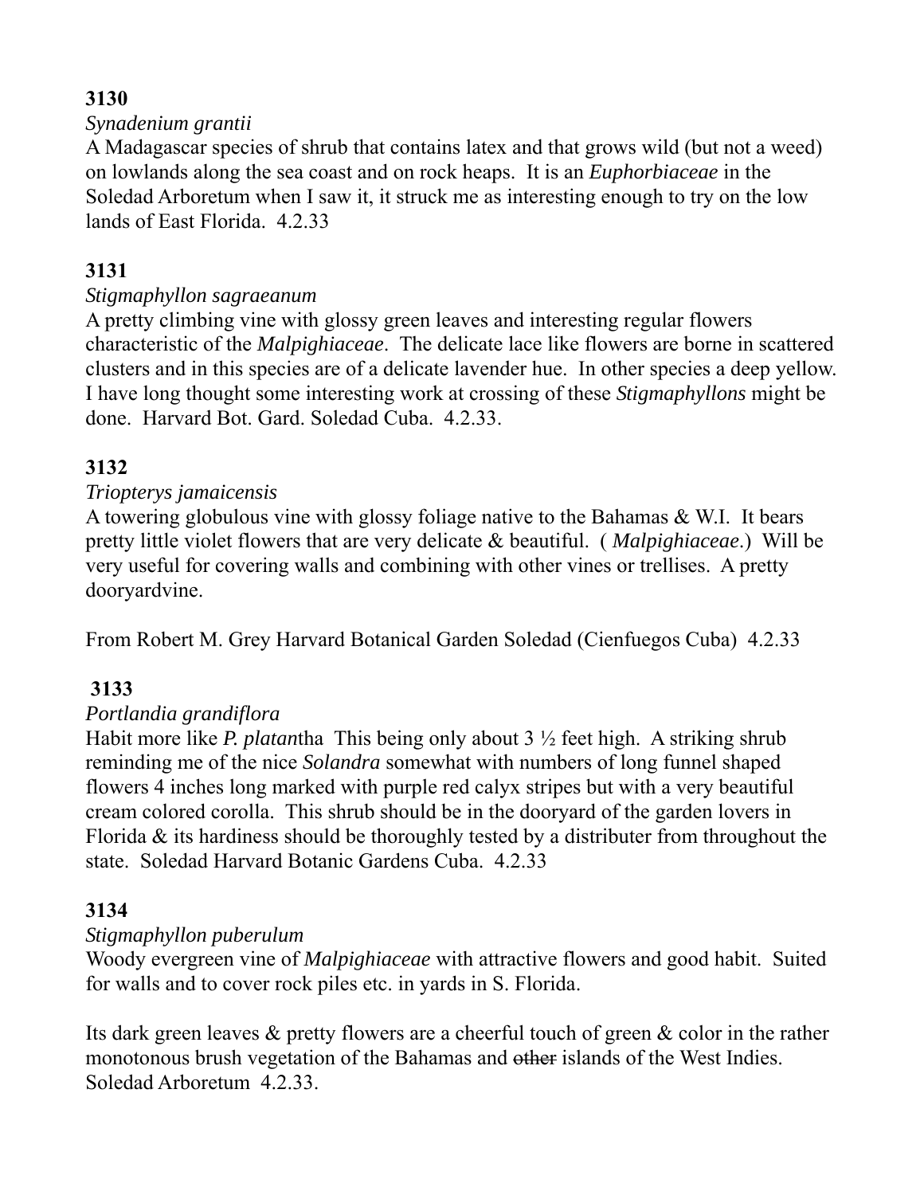**3130**

*Synadenium grantii*

A Madagascar species of shrub that contains latex and that grows wild (but not a weed) on lowlands along the sea coast and on rock heaps. It is an *Euphorbiaceae* in the Soledad Arboretum when I saw it, it struck me as interesting enough to try on the low lands of East Florida. 4.2.33

**3131**

*Stigmaphyllon sagraeanum*

A pretty climbing vine with glossy green leaves and interesting regular flowers characteristic of the *Malpighiaceae*. The delicate lace like flowers are borne in scattered clusters and in this species are of a delicate lavender hue. In other species a deep yellow. I have long thought some interesting work at crossing of these *Stigmaphyllons* might be done. Harvard Bot. Gard. Soledad Cuba. 4.2.33.

**3132**

*Triopterys jamaicensis*

A towering globulous vine with glossy foliage native to the Bahamas & W.I. It bears pretty little violet flowers that are very delicate & beautiful. ( *Malpighiaceae*.) Will be very useful for covering walls and combining with other vines or trellises. A pretty dooryardvine.

From Robert M. Grey Harvard Botanical Garden Soledad (Cienfuegos Cuba) 4.2.33

**3133**

*Portlandia grandiflora*

Habit more like *P. platan*tha This being only about 3 ½ feet high. A striking shrub reminding me of the nice *Solandra* somewhat with numbers of long funnel shaped flowers 4 inches long marked with purple red calyx stripes but with a very beautiful cream colored corolla. This shrub should be in the dooryard of the garden lovers in Florida & its hardiness should be thoroughly tested by a distributer from throughout the state. Soledad Harvard Botanic Gardens Cuba. 4.2.33

**3134**

*Stigmaphyllon puberulum*

Woody evergreen vine of *Malpighiaceae* with attractive flowers and good habit. Suited for walls and to cover rock piles etc. in yards in S. Florida.

Its dark green leaves & pretty flowers are a cheerful touch of green & color in the rather monotonous brush vegetation of the Bahamas and ~~other~~ islands of the West Indies. Soledad Arboretum 4.2.33.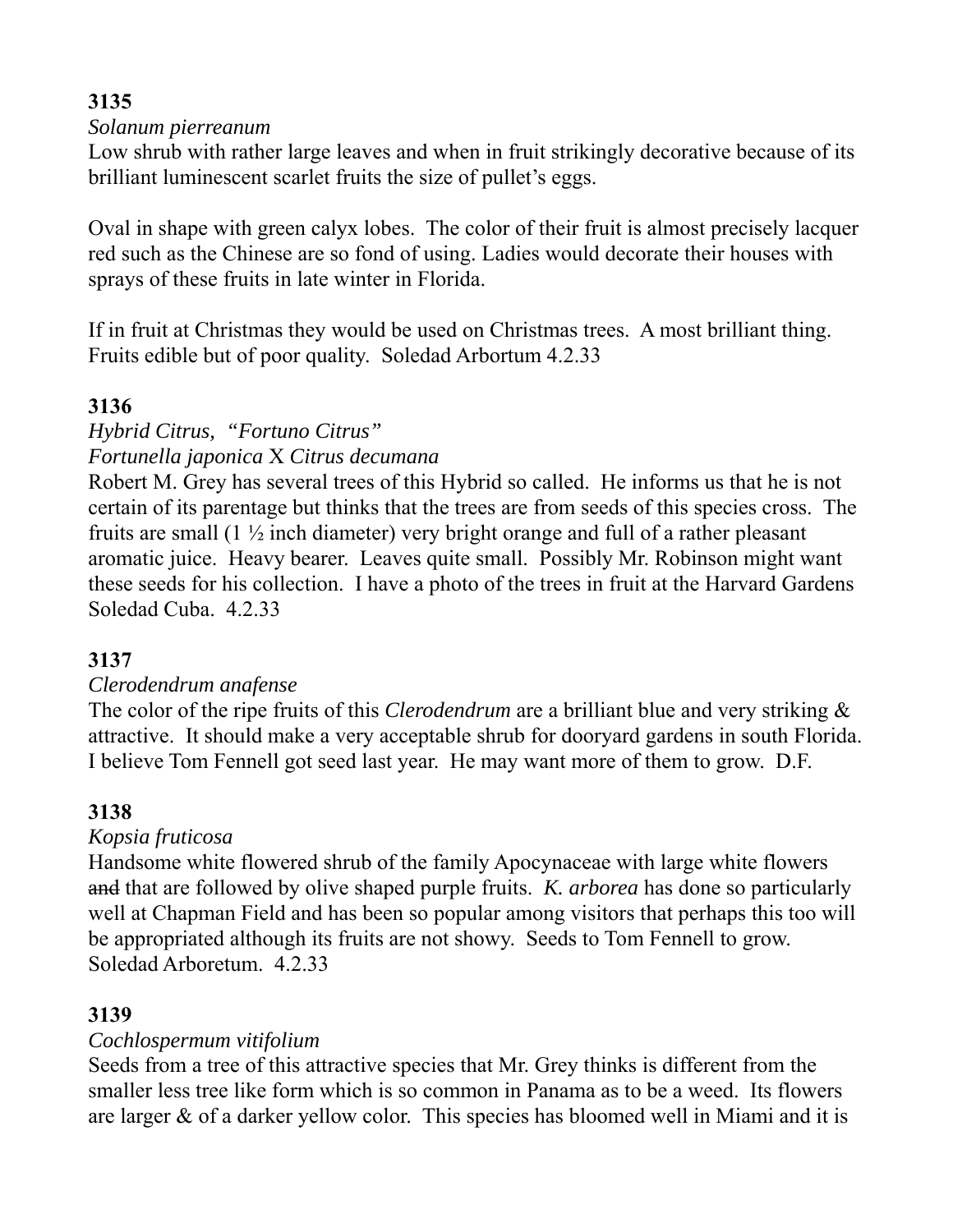**3135**

*Solanum pierreanum*

Low shrub with rather large leaves and when in fruit strikingly decorative because of its brilliant luminescent scarlet fruits the size of pullet's eggs.

Oval in shape with green calyx lobes. The color of their fruit is almost precisely lacquer red such as the Chinese are so fond of using. Ladies would decorate their houses with sprays of these fruits in late winter in Florida.

If in fruit at Christmas they would be used on Christmas trees. A most brilliant thing. Fruits edible but of poor quality. Soledad Arbortum 4.2.33

**3136**

*Hybrid Citrus, "Fortuno Citrus"*

*Fortunella japonica* X *Citrus decumana*

Robert M. Grey has several trees of this Hybrid so called. He informs us that he is not certain of its parentage but thinks that the trees are from seeds of this species cross. The fruits are small (1 ½ inch diameter) very bright orange and full of a rather pleasant aromatic juice. Heavy bearer. Leaves quite small. Possibly Mr. Robinson might want these seeds for his collection. I have a photo of the trees in fruit at the Harvard Gardens Soledad Cuba. 4.2.33

**3137**

*Clerodendrum anafense*

The color of the ripe fruits of this *Clerodendrum* are a brilliant blue and very striking & attractive. It should make a very acceptable shrub for dooryard gardens in south Florida. I believe Tom Fennell got seed last year. He may want more of them to grow. D.F.

**3138**

*Kopsia fruticosa*

Handsome white flowered shrub of the family Apocynaceae with large white flowers ~~and~~ that are followed by olive shaped purple fruits. *K. arborea* has done so particularly well at Chapman Field and has been so popular among visitors that perhaps this too will be appropriated although its fruits are not showy. Seeds to Tom Fennell to grow. Soledad Arboretum. 4.2.33

**3139**

*Cochlospermum vitifolium*

Seeds from a tree of this attractive species that Mr. Grey thinks is different from the smaller less tree like form which is so common in Panama as to be a weed. Its flowers are larger & of a darker yellow color. This species has bloomed well in Miami and it is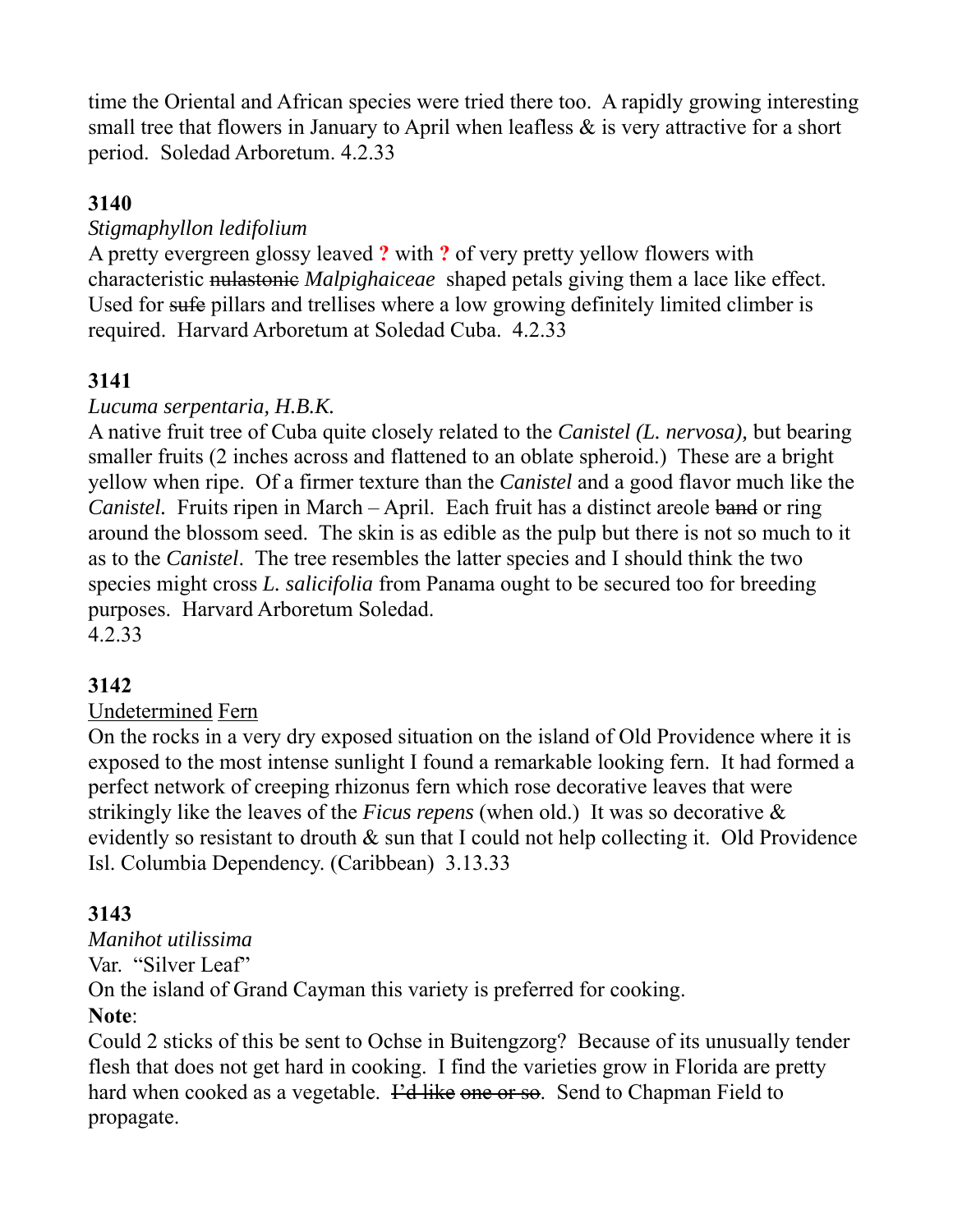time the Oriental and African species were tried there too. A rapidly growing interesting small tree that flowers in January to April when leafless & is very attractive for a short period. Soledad Arboretum. 4.2.33

**3140**

*Stigmaphyllon ledifolium*

A pretty evergreen glossy leaved **?** with **?** of very pretty yellow flowers with characteristic ~~nulastonic~~ *Malpighaiceae* shaped petals giving them a lace like effect. Used for ~~sufe~~ pillars and trellises where a low growing definitely limited climber is required. Harvard Arboretum at Soledad Cuba. 4.2.33

**3141**

*Lucuma serpentaria, H.B.K.*

A native fruit tree of Cuba quite closely related to the *Canistel (L. nervosa),* but bearing smaller fruits (2 inches across and flattened to an oblate spheroid.) These are a bright yellow when ripe. Of a firmer texture than the *Canistel* and a good flavor much like the *Canistel.* Fruits ripen in March – April. Each fruit has a distinct areole ~~band~~ or ring around the blossom seed. The skin is as edible as the pulp but there is not so much to it as to the *Canistel*. The tree resembles the latter species and I should think the two species might cross *L. salicifolia* from Panama ought to be secured too for breeding purposes. Harvard Arboretum Soledad.
4.2.33

**3142**

<u>Undetermined</u> <u>Fern</u>

On the rocks in a very dry exposed situation on the island of Old Providence where it is exposed to the most intense sunlight I found a remarkable looking fern. It had formed a perfect network of creeping rhizonus fern which rose decorative leaves that were strikingly like the leaves of the *Ficus repens* (when old.) It was so decorative & evidently so resistant to drouth & sun that I could not help collecting it. Old Providence Isl. Columbia Dependency. (Caribbean) 3.13.33

**3143**

*Manihot utilissima*

Var. "Silver Leaf"

On the island of Grand Cayman this variety is preferred for cooking.

**Note**:

Could 2 sticks of this be sent to Ochse in Buitengzorg? Because of its unusually tender flesh that does not get hard in cooking. I find the varieties grow in Florida are pretty hard when cooked as a vegetable. ~~I'd like~~ ~~one or so~~. Send to Chapman Field to propagate.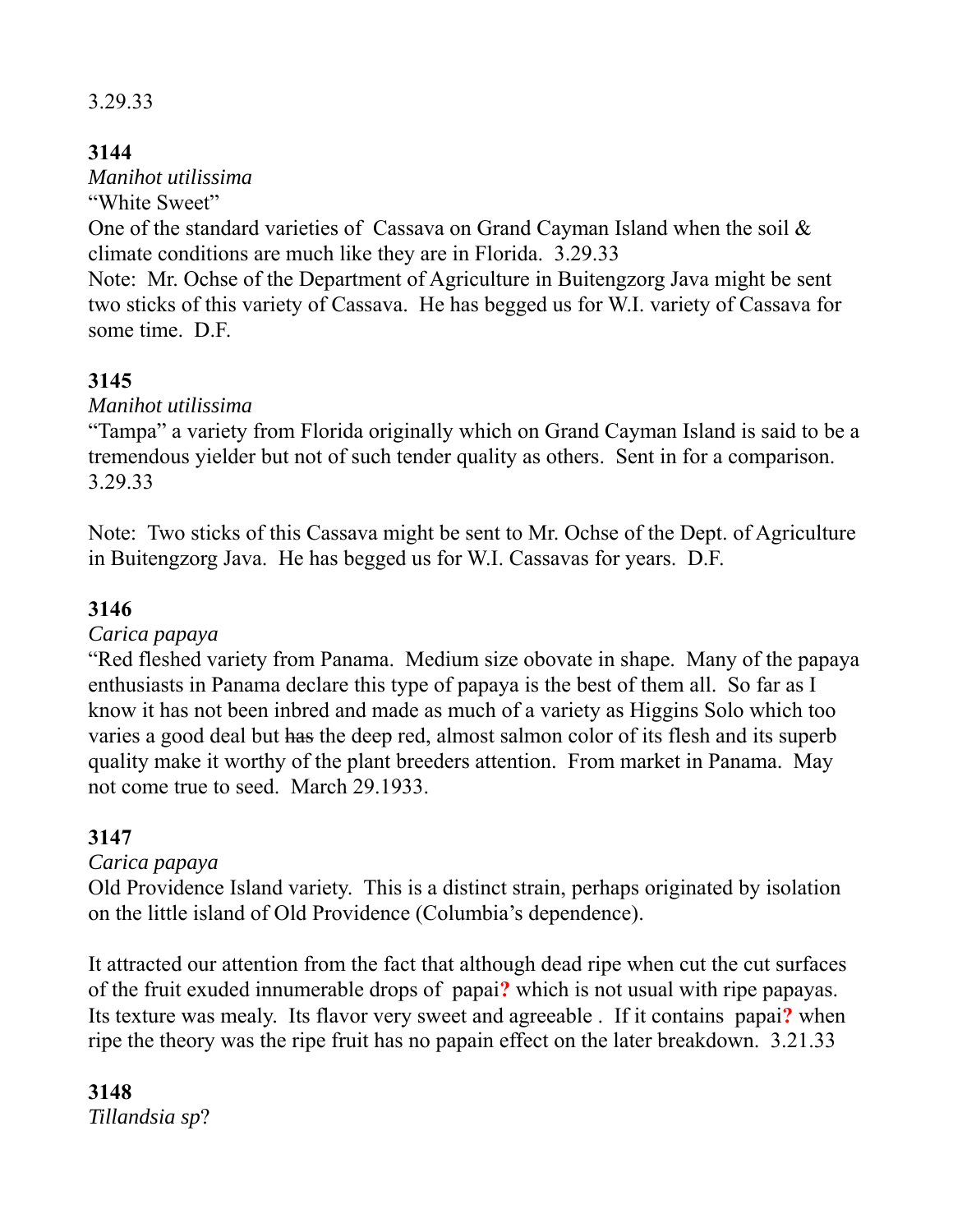3.29.33

**3144**

*Manihot utilissima*

"White Sweet"

One of the standard varieties of Cassava on Grand Cayman Island when the soil & climate conditions are much like they are in Florida. 3.29.33

Note: Mr. Ochse of the Department of Agriculture in Buitengzorg Java might be sent two sticks of this variety of Cassava. He has begged us for W.I. variety of Cassava for some time. D.F.

**3145**

*Manihot utilissima*

"Tampa" a variety from Florida originally which on Grand Cayman Island is said to be a tremendous yielder but not of such tender quality as others. Sent in for a comparison. 3.29.33

Note: Two sticks of this Cassava might be sent to Mr. Ochse of the Dept. of Agriculture in Buitengzorg Java. He has begged us for W.I. Cassavas for years. D.F.

**3146**

*Carica papaya*

"Red fleshed variety from Panama. Medium size obovate in shape. Many of the papaya enthusiasts in Panama declare this type of papaya is the best of them all. So far as I know it has not been inbred and made as much of a variety as Higgins Solo which too varies a good deal but ~~has~~ the deep red, almost salmon color of its flesh and its superb quality make it worthy of the plant breeders attention. From market in Panama. May not come true to seed. March 29.1933.

**3147**

*Carica papaya*

Old Providence Island variety. This is a distinct strain, perhaps originated by isolation on the little island of Old Providence (Columbia's dependence).

It attracted our attention from the fact that although dead ripe when cut the cut surfaces of the fruit exuded innumerable drops of papai**?** which is not usual with ripe papayas. Its texture was mealy. Its flavor very sweet and agreeable . If it contains papai**?** when ripe the theory was the ripe fruit has no papain effect on the later breakdown. 3.21.33

**3148**

*Tillandsia sp*?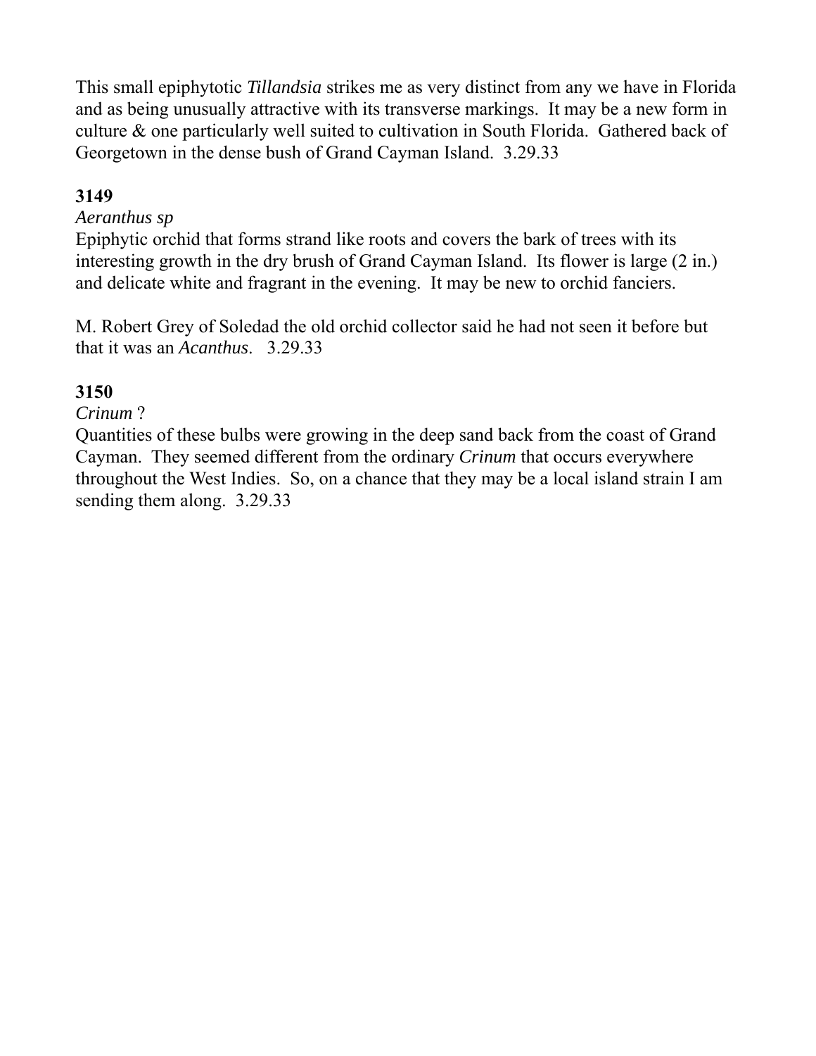This small epiphytotic *Tillandsia* strikes me as very distinct from any we have in Florida and as being unusually attractive with its transverse markings. It may be a new form in culture & one particularly well suited to cultivation in South Florida. Gathered back of Georgetown in the dense bush of Grand Cayman Island. 3.29.33

**3149**

*Aeranthus sp*

Epiphytic orchid that forms strand like roots and covers the bark of trees with its interesting growth in the dry brush of Grand Cayman Island. Its flower is large (2 in.) and delicate white and fragrant in the evening. It may be new to orchid fanciers.

M. Robert Grey of Soledad the old orchid collector said he had not seen it before but that it was an *Acanthus*. 3.29.33

**3150**

*Crinum* ?

Quantities of these bulbs were growing in the deep sand back from the coast of Grand Cayman. They seemed different from the ordinary *Crinum* that occurs everywhere throughout the West Indies. So, on a chance that they may be a local island strain I am sending them along. 3.29.33